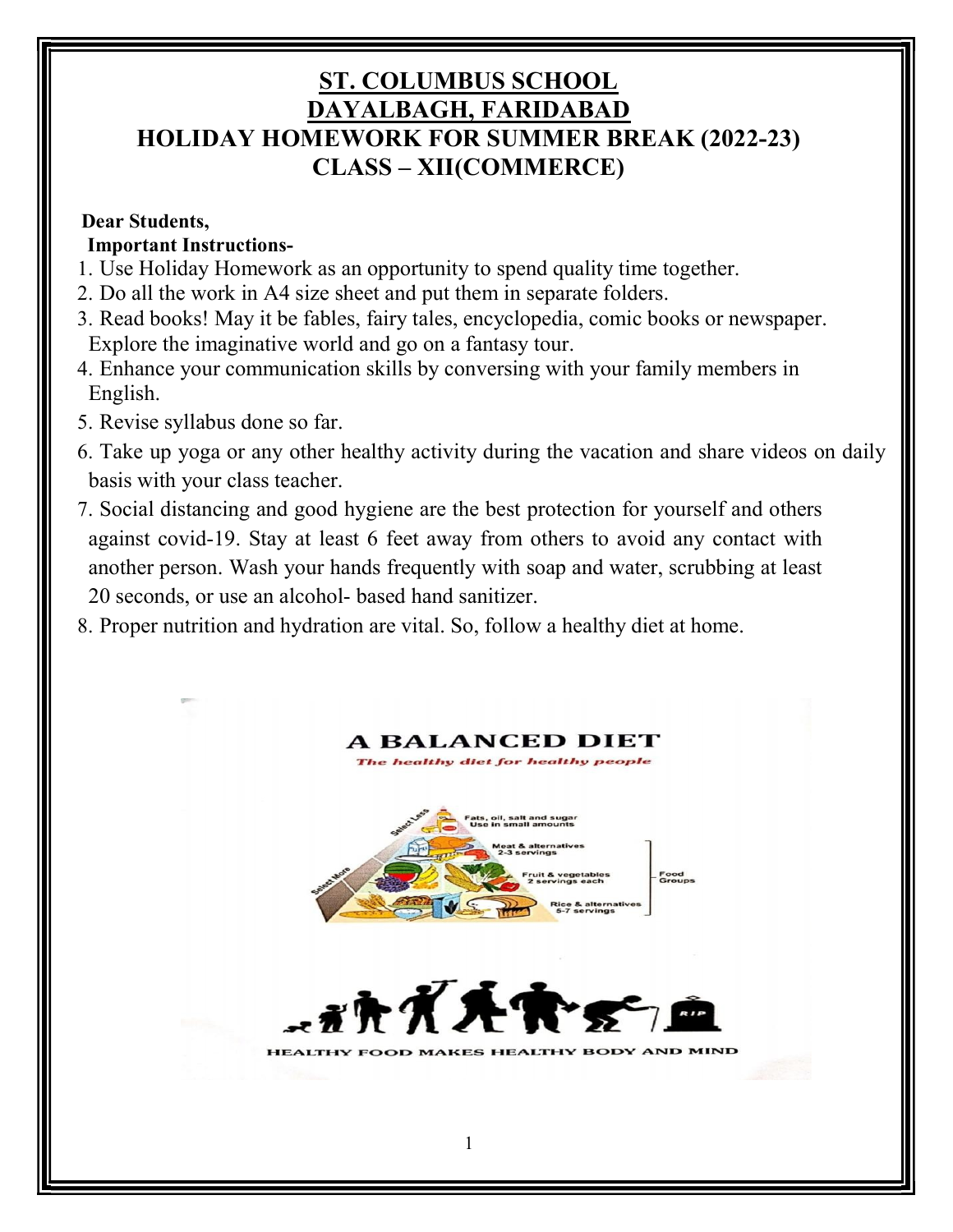# ST. COLUMBUS SCHOOL
# DAYALBAGH, FARIDABAD
## HOLIDAY HOMEWORK FOR SUMMER BREAK (2022-23)
## CLASS – XII(COMMERCE)

**Dear Students,**

**Important Instructions-**

1. Use Holiday Homework as an opportunity to spend quality time together.
2. Do all the work in A4 size sheet and put them in separate folders.
3. Read books! May it be fables, fairy tales, encyclopedia, comic books or newspaper. Explore the imaginative world and go on a fantasy tour.
4. Enhance your communication skills by conversing with your family members in English.
5. Revise syllabus done so far.
6. Take up yoga or any other healthy activity during the vacation and share videos on daily basis with your class teacher.
7. Social distancing and good hygiene are the best protection for yourself and others against covid-19. Stay at least 6 feet away from others to avoid any contact with another person. Wash your hands frequently with soap and water, scrubbing at least 20 seconds, or use an alcohol- based hand sanitizer.
8. Proper nutrition and hydration are vital. So, follow a healthy diet at home.

**A BALANCED DIET**

*The healthy diet for healthy people*

- Fats, oil, salt and sugar — Use in small amounts
- Meat & alternatives — 2-3 servings
- Fruit & vegetables — 2 servings each
- Rice & alternatives — 5-7 servings

HEALTHY FOOD MAKES HEALTHY BODY AND MIND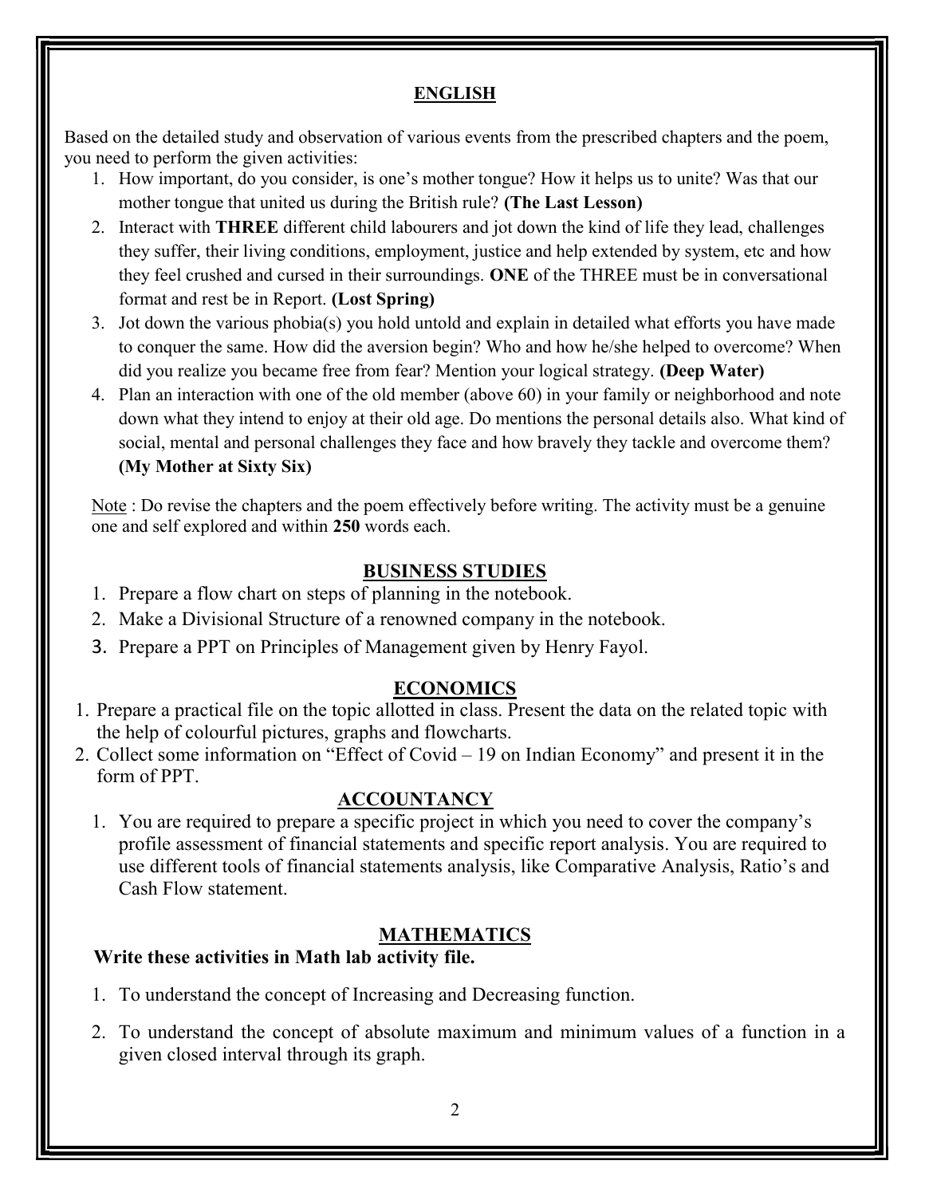## ENGLISH

Based on the detailed study and observation of various events from the prescribed chapters and the poem, you need to perform the given activities:

1. How important, do you consider, is one's mother tongue? How it helps us to unite? Was that our mother tongue that united us during the British rule? **(The Last Lesson)**
2. Interact with **THREE** different child labourers and jot down the kind of life they lead, challenges they suffer, their living conditions, employment, justice and help extended by system, etc and how they feel crushed and cursed in their surroundings. **ONE** of the THREE must be in conversational format and rest be in Report. **(Lost Spring)**
3. Jot down the various phobia(s) you hold untold and explain in detailed what efforts you have made to conquer the same. How did the aversion begin? Who and how he/she helped to overcome? When did you realize you became free from fear? Mention your logical strategy. **(Deep Water)**
4. Plan an interaction with one of the old member (above 60) in your family or neighborhood and note down what they intend to enjoy at their old age. Do mentions the personal details also. What kind of social, mental and personal challenges they face and how bravely they tackle and overcome them? **(My Mother at Sixty Six)**

Note : Do revise the chapters and the poem effectively before writing. The activity must be a genuine one and self explored and within **250** words each.

## BUSINESS STUDIES

1. Prepare a flow chart on steps of planning in the notebook.
2. Make a Divisional Structure of a renowned company in the notebook.
3. Prepare a PPT on Principles of Management given by Henry Fayol.

## ECONOMICS

1. Prepare a practical file on the topic allotted in class. Present the data on the related topic with the help of colourful pictures, graphs and flowcharts.
2. Collect some information on "Effect of Covid – 19 on Indian Economy" and present it in the form of PPT.

## ACCOUNTANCY

1. You are required to prepare a specific project in which you need to cover the company's profile assessment of financial statements and specific report analysis. You are required to use different tools of financial statements analysis, like Comparative Analysis, Ratio's and Cash Flow statement.

## MATHEMATICS

**Write these activities in Math lab activity file.**

1. To understand the concept of Increasing and Decreasing function.
2. To understand the concept of absolute maximum and minimum values of a function in a given closed interval through its graph.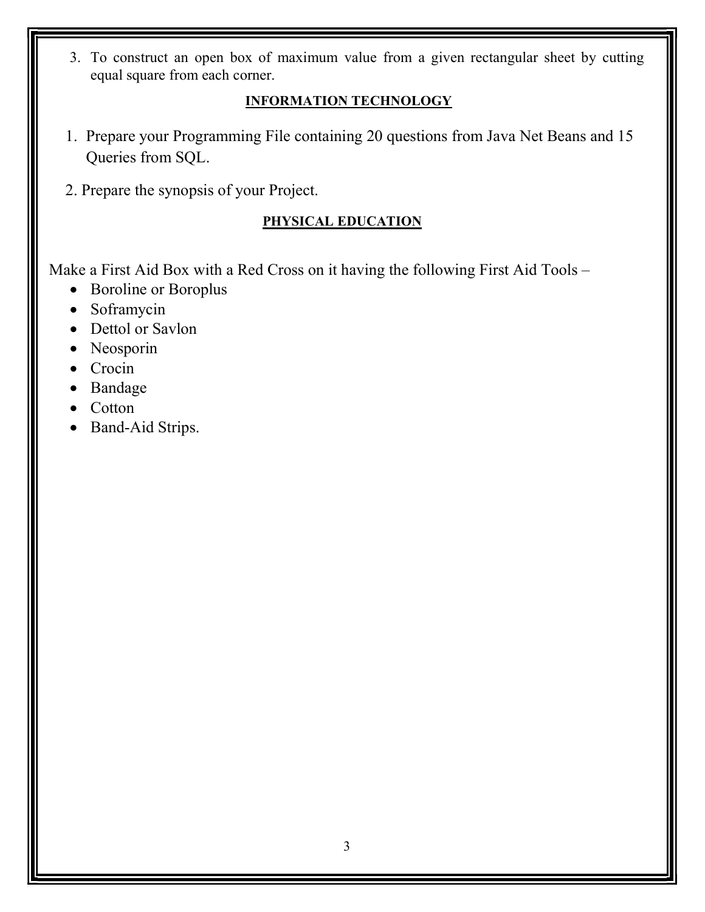3. To construct an open box of maximum value from a given rectangular sheet by cutting equal square from each corner.

## INFORMATION TECHNOLOGY

1. Prepare your Programming File containing 20 questions from Java Net Beans and 15 Queries from SQL.
2. Prepare the synopsis of your Project.

## PHYSICAL EDUCATION

Make a First Aid Box with a Red Cross on it having the following First Aid Tools –

- Boroline or Boroplus
- Soframycin
- Dettol or Savlon
- Neosporin
- Crocin
- Bandage
- Cotton
- Band-Aid Strips.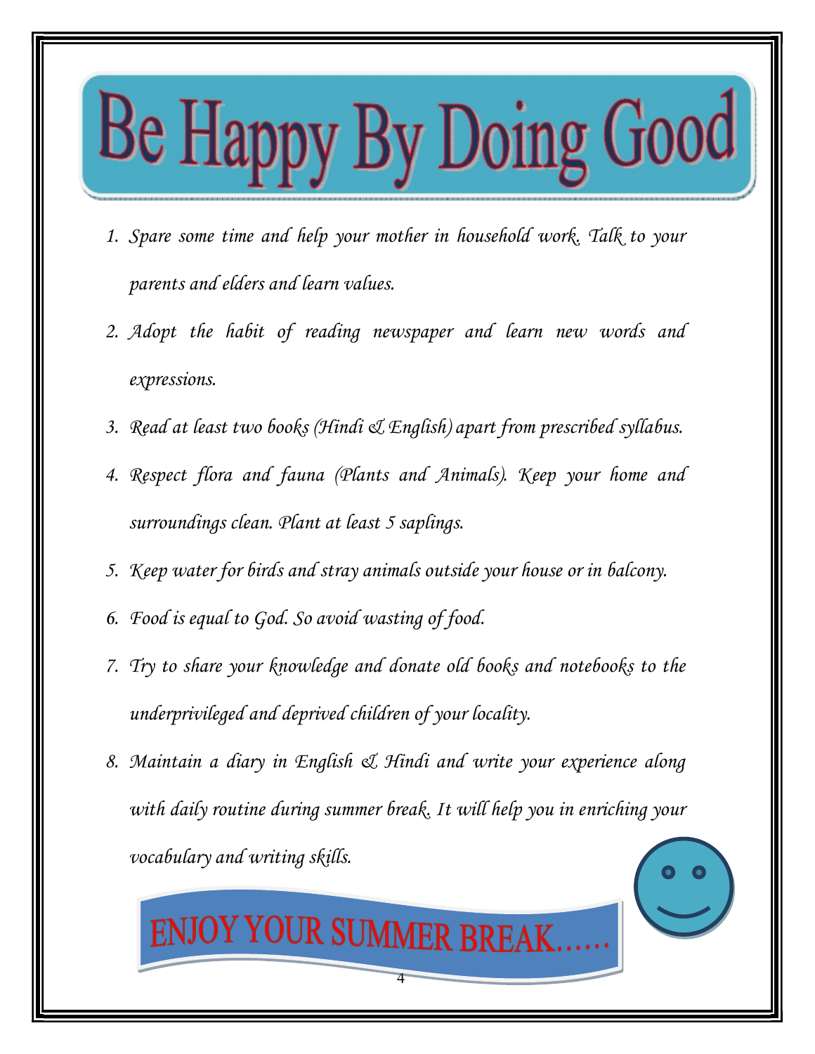# Be Happy By Doing Good

1. *Spare some time and help your mother in household work. Talk to your parents and elders and learn values.*
2. *Adopt the habit of reading newspaper and learn new words and expressions.*
3. *Read at least two books (Hindi & English) apart from prescribed syllabus.*
4. *Respect flora and fauna (Plants and Animals). Keep your home and surroundings clean. Plant at least 5 saplings.*
5. *Keep water for birds and stray animals outside your house or in balcony.*
6. *Food is equal to God. So avoid wasting of food.*
7. *Try to share your knowledge and donate old books and notebooks to the underprivileged and deprived children of your locality.*
8. *Maintain a diary in English & Hindi and write your experience along with daily routine during summer break. It will help you in enriching your vocabulary and writing skills.*

ENJOY YOUR SUMMER BREAK......